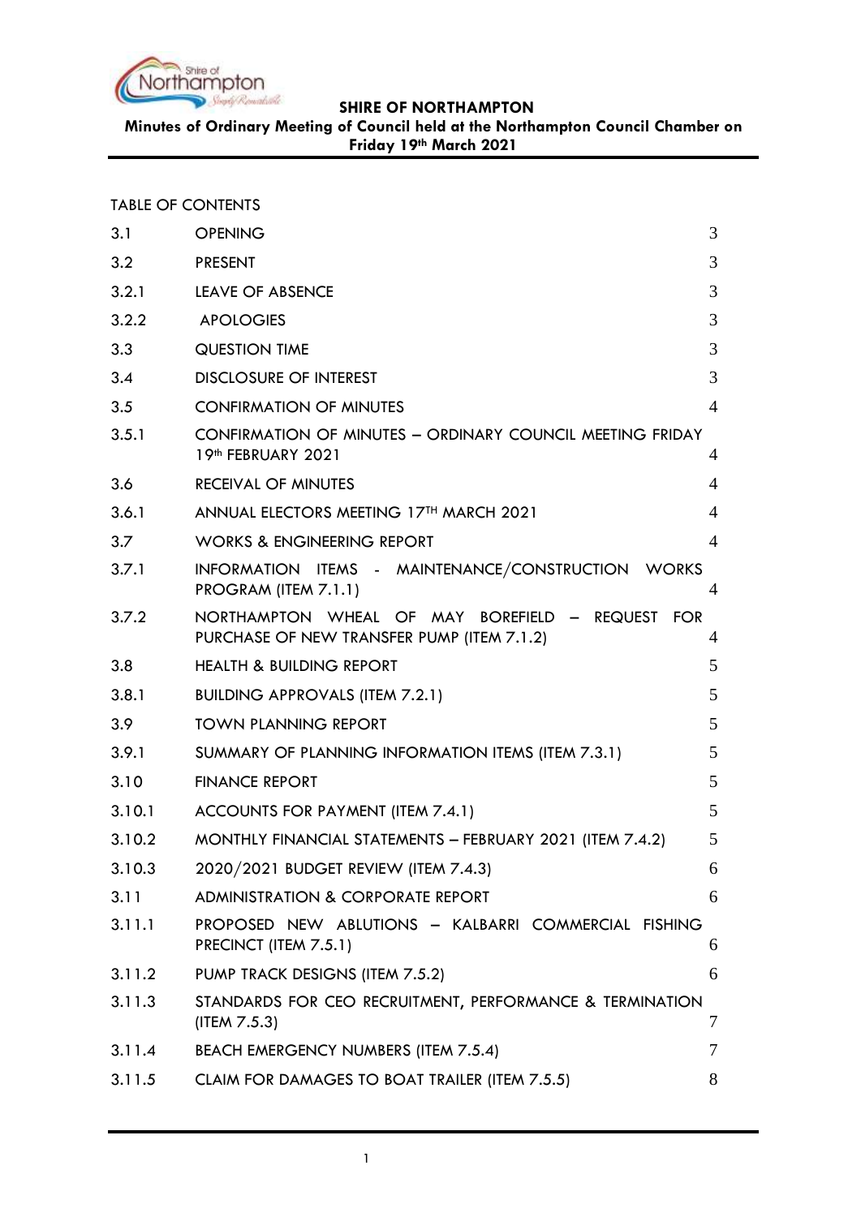**SHIRE OF NORTHAMPTON**

**Minutes of Ordinary Meeting of Council held at the Northampton Council Chamber on Friday 19th March 2021**

TABLE OF CONTENTS

| | | |
|---|---|---|
| 3.1 | OPENING | 3 |
| 3.2 | PRESENT | 3 |
| 3.2.1 | LEAVE OF ABSENCE | 3 |
| 3.2.2 | APOLOGIES | 3 |
| 3.3 | QUESTION TIME | 3 |
| 3.4 | DISCLOSURE OF INTEREST | 3 |
| 3.5 | CONFIRMATION OF MINUTES | 4 |
| 3.5.1 | CONFIRMATION OF MINUTES – ORDINARY COUNCIL MEETING FRIDAY 19th FEBRUARY 2021 | 4 |
| 3.6 | RECEIVAL OF MINUTES | 4 |
| 3.6.1 | ANNUAL ELECTORS MEETING 17TH MARCH 2021 | 4 |
| 3.7 | WORKS & ENGINEERING REPORT | 4 |
| 3.7.1 | INFORMATION ITEMS - MAINTENANCE/CONSTRUCTION WORKS PROGRAM (ITEM 7.1.1) | 4 |
| 3.7.2 | NORTHAMPTON WHEAL OF MAY BOREFIELD – REQUEST FOR PURCHASE OF NEW TRANSFER PUMP (ITEM 7.1.2) | 4 |
| 3.8 | HEALTH & BUILDING REPORT | 5 |
| 3.8.1 | BUILDING APPROVALS (ITEM 7.2.1) | 5 |
| 3.9 | TOWN PLANNING REPORT | 5 |
| 3.9.1 | SUMMARY OF PLANNING INFORMATION ITEMS (ITEM 7.3.1) | 5 |
| 3.10 | FINANCE REPORT | 5 |
| 3.10.1 | ACCOUNTS FOR PAYMENT (ITEM 7.4.1) | 5 |
| 3.10.2 | MONTHLY FINANCIAL STATEMENTS – FEBRUARY 2021 (ITEM 7.4.2) | 5 |
| 3.10.3 | 2020/2021 BUDGET REVIEW (ITEM 7.4.3) | 6 |
| 3.11 | ADMINISTRATION & CORPORATE REPORT | 6 |
| 3.11.1 | PROPOSED NEW ABLUTIONS – KALBARRI COMMERCIAL FISHING PRECINCT (ITEM 7.5.1) | 6 |
| 3.11.2 | PUMP TRACK DESIGNS (ITEM 7.5.2) | 6 |
| 3.11.3 | STANDARDS FOR CEO RECRUITMENT, PERFORMANCE & TERMINATION (ITEM 7.5.3) | 7 |
| 3.11.4 | BEACH EMERGENCY NUMBERS (ITEM 7.5.4) | 7 |
| 3.11.5 | CLAIM FOR DAMAGES TO BOAT TRAILER (ITEM 7.5.5) | 8 |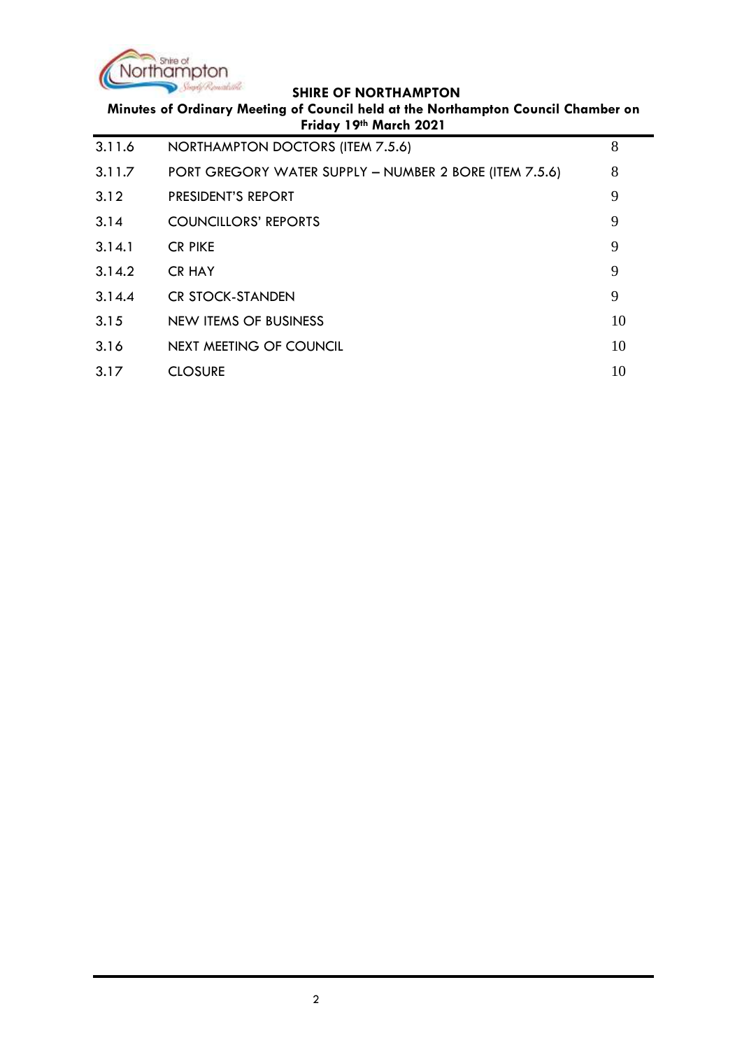| | | |
|---|---|---|
| 3.11.6 | NORTHAMPTON DOCTORS (ITEM 7.5.6) | 8 |
| 3.11.7 | PORT GREGORY WATER SUPPLY – NUMBER 2 BORE (ITEM 7.5.6) | 8 |
| 3.12 | PRESIDENT'S REPORT | 9 |
| 3.14 | COUNCILLORS' REPORTS | 9 |
| 3.14.1 | CR PIKE | 9 |
| 3.14.2 | CR HAY | 9 |
| 3.14.4 | CR STOCK-STANDEN | 9 |
| 3.15 | NEW ITEMS OF BUSINESS | 10 |
| 3.16 | NEXT MEETING OF COUNCIL | 10 |
| 3.17 | CLOSURE | 10 |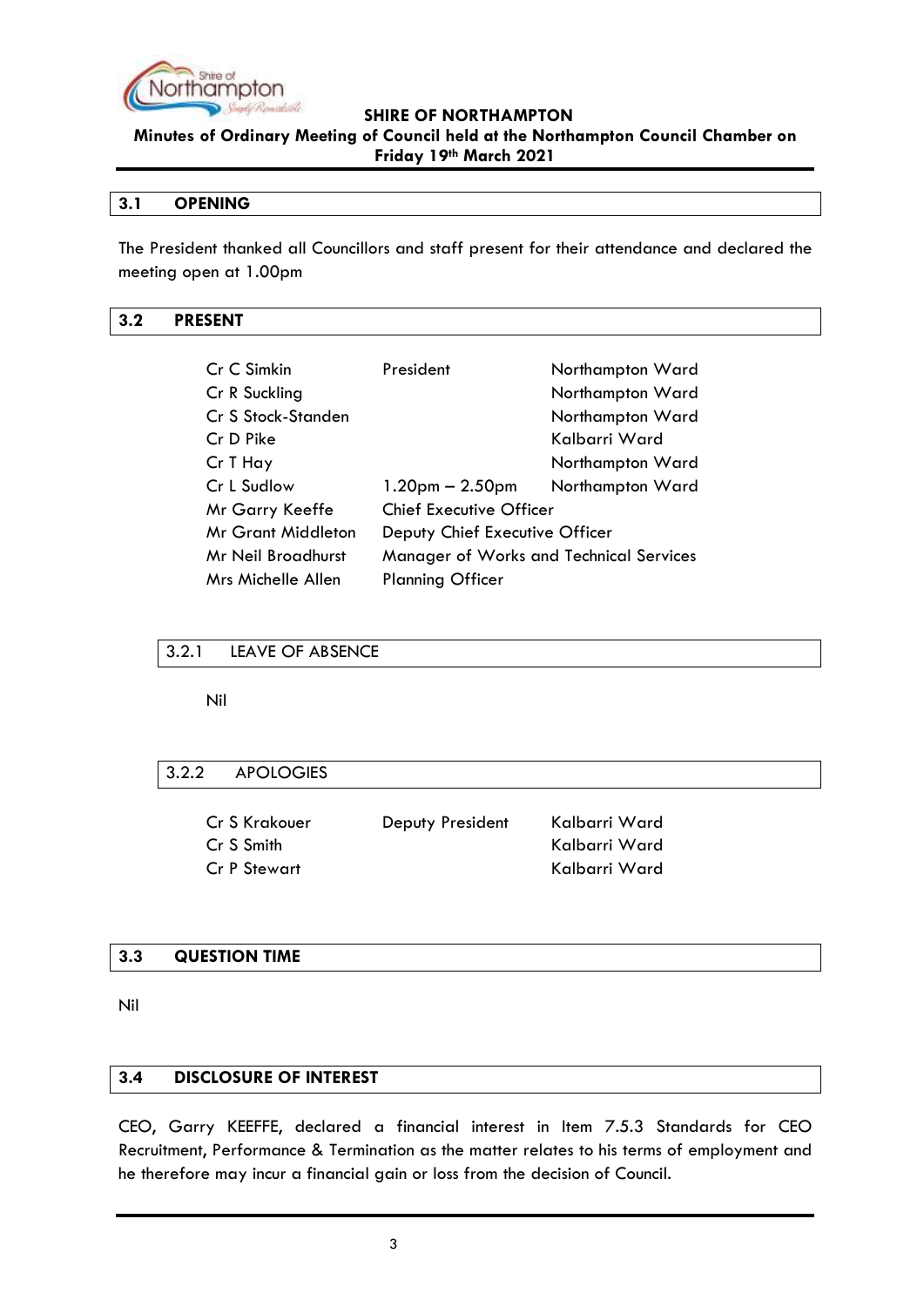## 3.1 OPENING

The President thanked all Councillors and staff present for their attendance and declared the meeting open at 1.00pm

## 3.2 PRESENT

| | | |
|---|---|---|
| Cr C Simkin | President | Northampton Ward |
| Cr R Suckling | | Northampton Ward |
| Cr S Stock-Standen | | Northampton Ward |
| Cr D Pike | | Kalbarri Ward |
| Cr T Hay | | Northampton Ward |
| Cr L Sudlow | 1.20pm – 2.50pm | Northampton Ward |
| Mr Garry Keeffe | Chief Executive Officer | |
| Mr Grant Middleton | Deputy Chief Executive Officer | |
| Mr Neil Broadhurst | Manager of Works and Technical Services | |
| Mrs Michelle Allen | Planning Officer | |

### 3.2.1 LEAVE OF ABSENCE

Nil

### 3.2.2 APOLOGIES

| | | |
|---|---|---|
| Cr S Krakouer | Deputy President | Kalbarri Ward |
| Cr S Smith | | Kalbarri Ward |
| Cr P Stewart | | Kalbarri Ward |

## 3.3 QUESTION TIME

Nil

## 3.4 DISCLOSURE OF INTEREST

CEO, Garry KEEFFE, declared a financial interest in Item 7.5.3 Standards for CEO Recruitment, Performance & Termination as the matter relates to his terms of employment and he therefore may incur a financial gain or loss from the decision of Council.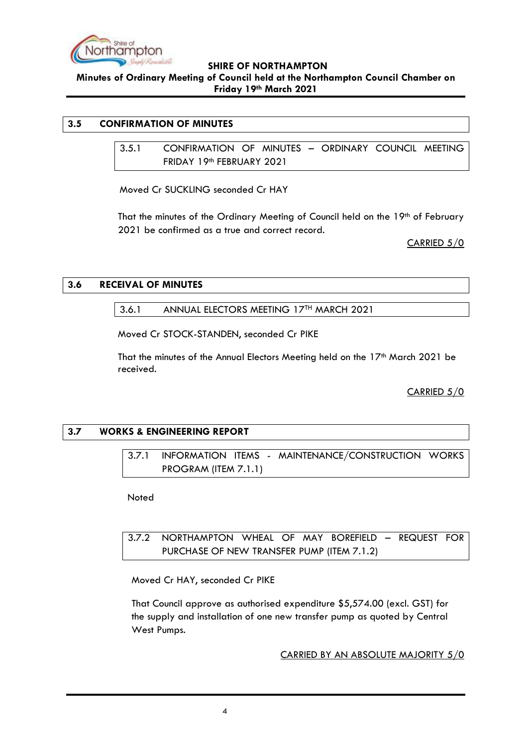## 3.5 CONFIRMATION OF MINUTES

### 3.5.1 CONFIRMATION OF MINUTES – ORDINARY COUNCIL MEETING FRIDAY 19th FEBRUARY 2021

Moved Cr SUCKLING seconded Cr HAY

That the minutes of the Ordinary Meeting of Council held on the 19th of February 2021 be confirmed as a true and correct record.

CARRIED 5/0

## 3.6 RECEIVAL OF MINUTES

### 3.6.1 ANNUAL ELECTORS MEETING 17TH MARCH 2021

Moved Cr STOCK-STANDEN, seconded Cr PIKE

That the minutes of the Annual Electors Meeting held on the 17th March 2021 be received.

CARRIED 5/0

## 3.7 WORKS & ENGINEERING REPORT

### 3.7.1 INFORMATION ITEMS - MAINTENANCE/CONSTRUCTION WORKS PROGRAM (ITEM 7.1.1)

Noted

### 3.7.2 NORTHAMPTON WHEAL OF MAY BOREFIELD – REQUEST FOR PURCHASE OF NEW TRANSFER PUMP (ITEM 7.1.2)

Moved Cr HAY, seconded Cr PIKE

That Council approve as authorised expenditure $5,574.00 (excl. GST) for the supply and installation of one new transfer pump as quoted by Central West Pumps.

CARRIED BY AN ABSOLUTE MAJORITY 5/0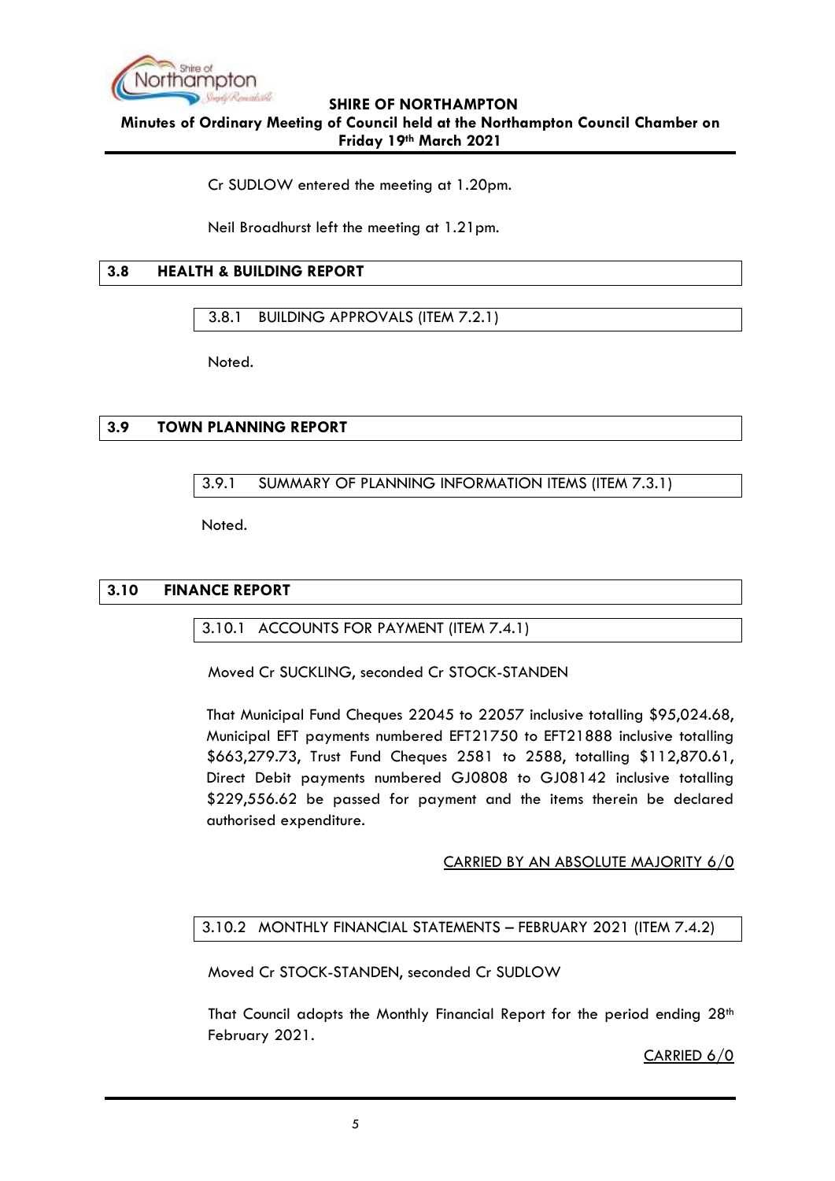Cr SUDLOW entered the meeting at 1.20pm.

Neil Broadhurst left the meeting at 1.21pm.

## 3.8 HEALTH & BUILDING REPORT

### 3.8.1 BUILDING APPROVALS (ITEM 7.2.1)

Noted.

## 3.9 TOWN PLANNING REPORT

### 3.9.1 SUMMARY OF PLANNING INFORMATION ITEMS (ITEM 7.3.1)

Noted.

## 3.10 FINANCE REPORT

### 3.10.1 ACCOUNTS FOR PAYMENT (ITEM 7.4.1)

Moved Cr SUCKLING, seconded Cr STOCK-STANDEN

That Municipal Fund Cheques 22045 to 22057 inclusive totalling $95,024.68, Municipal EFT payments numbered EFT21750 to EFT21888 inclusive totalling $663,279.73, Trust Fund Cheques 2581 to 2588, totalling $112,870.61, Direct Debit payments numbered GJ0808 to GJ08142 inclusive totalling $229,556.62 be passed for payment and the items therein be declared authorised expenditure.

CARRIED BY AN ABSOLUTE MAJORITY 6/0

### 3.10.2 MONTHLY FINANCIAL STATEMENTS – FEBRUARY 2021 (ITEM 7.4.2)

Moved Cr STOCK-STANDEN, seconded Cr SUDLOW

That Council adopts the Monthly Financial Report for the period ending 28th February 2021.

CARRIED 6/0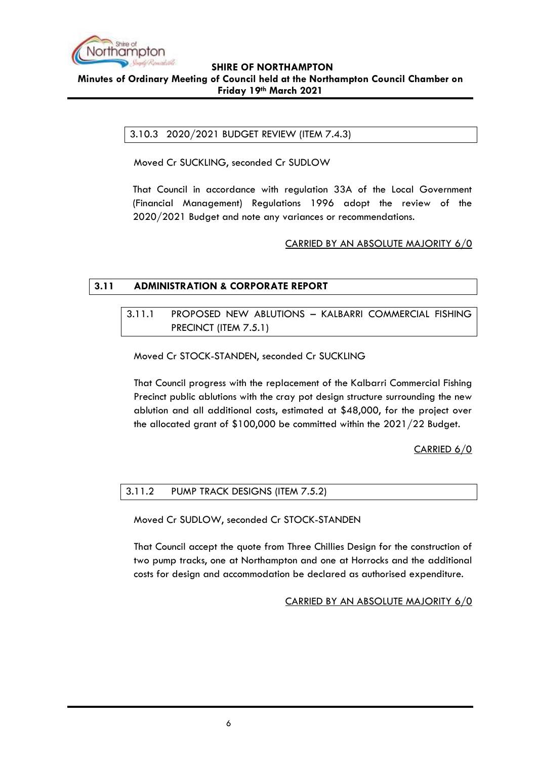### 3.10.3 2020/2021 BUDGET REVIEW (ITEM 7.4.3)

Moved Cr SUCKLING, seconded Cr SUDLOW

That Council in accordance with regulation 33A of the Local Government (Financial Management) Regulations 1996 adopt the review of the 2020/2021 Budget and note any variances or recommendations.

CARRIED BY AN ABSOLUTE MAJORITY 6/0

## 3.11 ADMINISTRATION & CORPORATE REPORT

### 3.11.1 PROPOSED NEW ABLUTIONS – KALBARRI COMMERCIAL FISHING PRECINCT (ITEM 7.5.1)

Moved Cr STOCK-STANDEN, seconded Cr SUCKLING

That Council progress with the replacement of the Kalbarri Commercial Fishing Precinct public ablutions with the cray pot design structure surrounding the new ablution and all additional costs, estimated at $48,000, for the project over the allocated grant of $100,000 be committed within the 2021/22 Budget.

CARRIED 6/0

### 3.11.2 PUMP TRACK DESIGNS (ITEM 7.5.2)

Moved Cr SUDLOW, seconded Cr STOCK-STANDEN

That Council accept the quote from Three Chillies Design for the construction of two pump tracks, one at Northampton and one at Horrocks and the additional costs for design and accommodation be declared as authorised expenditure.

CARRIED BY AN ABSOLUTE MAJORITY 6/0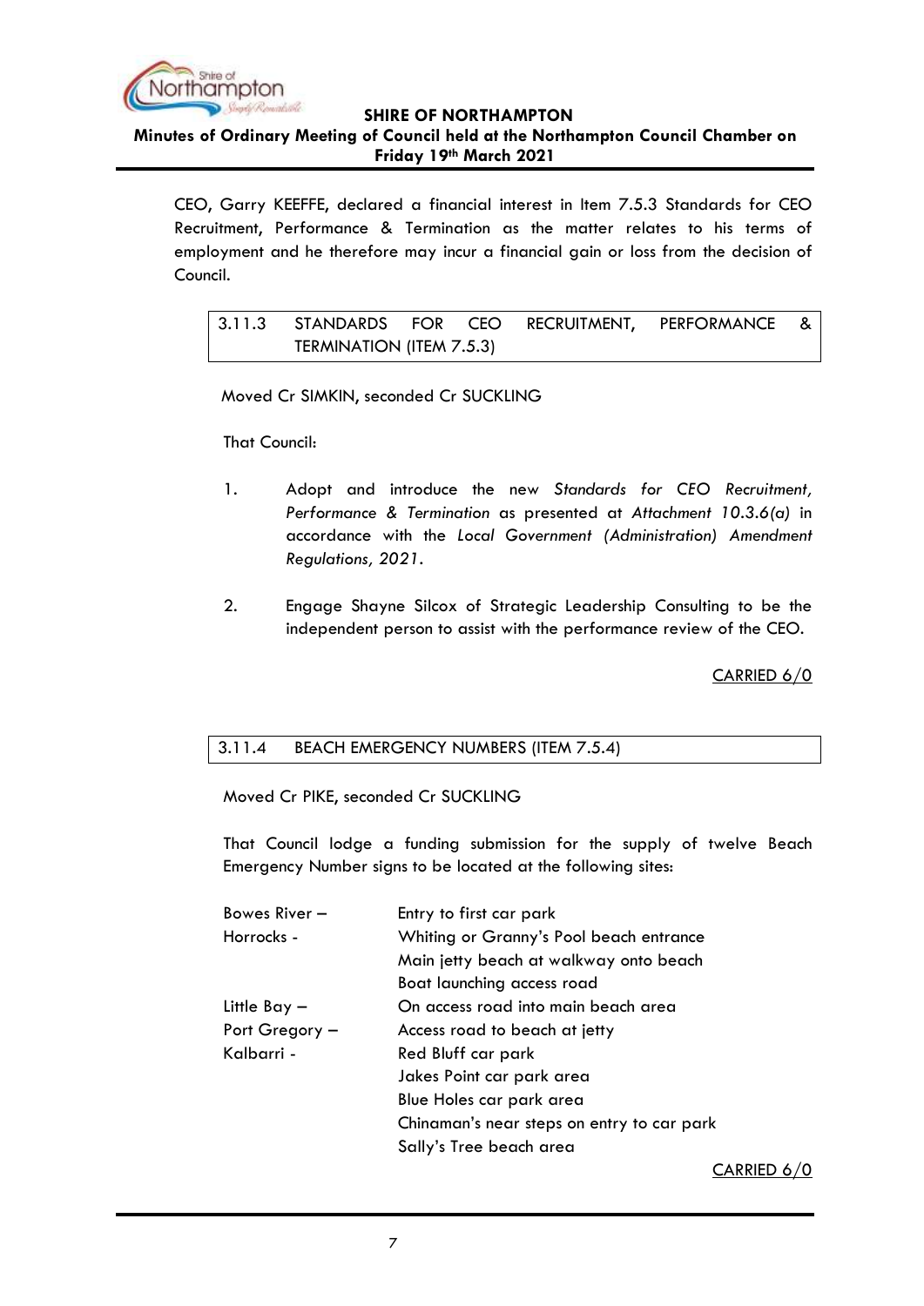CEO, Garry KEEFFE, declared a financial interest in Item 7.5.3 Standards for CEO Recruitment, Performance & Termination as the matter relates to his terms of employment and he therefore may incur a financial gain or loss from the decision of Council.

### 3.11.3 STANDARDS FOR CEO RECRUITMENT, PERFORMANCE & TERMINATION (ITEM 7.5.3)

Moved Cr SIMKIN, seconded Cr SUCKLING

That Council:

1. Adopt and introduce the new *Standards for CEO Recruitment, Performance & Termination* as presented at *Attachment 10.3.6(a)* in accordance with the *Local Government (Administration) Amendment Regulations, 2021*.

2. Engage Shayne Silcox of Strategic Leadership Consulting to be the independent person to assist with the performance review of the CEO.

CARRIED 6/0

### 3.11.4 BEACH EMERGENCY NUMBERS (ITEM 7.5.4)

Moved Cr PIKE, seconded Cr SUCKLING

That Council lodge a funding submission for the supply of twelve Beach Emergency Number signs to be located at the following sites:

| | |
|---|---|
| Bowes River – | Entry to first car park |
| Horrocks - | Whiting or Granny's Pool beach entrance |
| | Main jetty beach at walkway onto beach |
| | Boat launching access road |
| Little Bay – | On access road into main beach area |
| Port Gregory – | Access road to beach at jetty |
| Kalbarri - | Red Bluff car park |
| | Jakes Point car park area |
| | Blue Holes car park area |
| | Chinaman's near steps on entry to car park |
| | Sally's Tree beach area |

CARRIED 6/0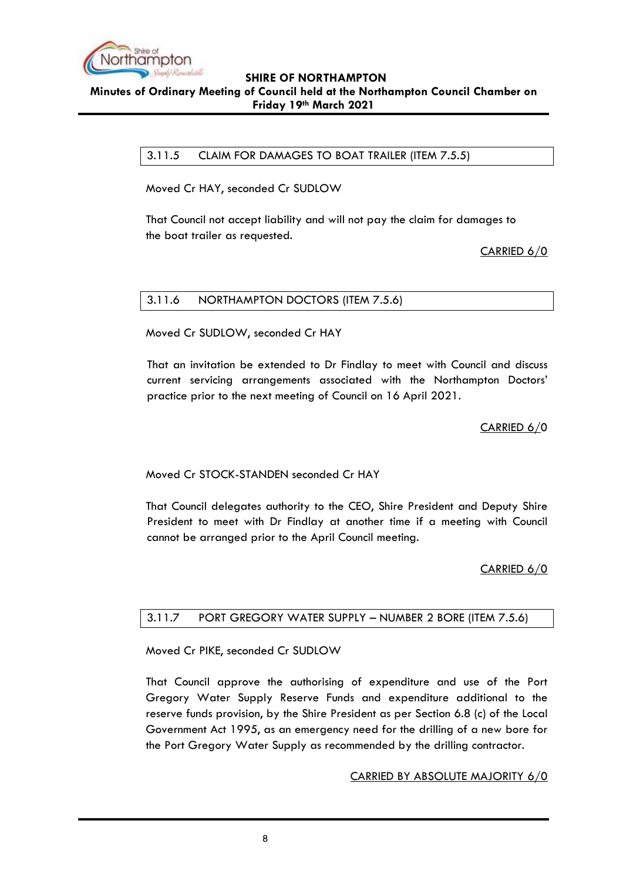### 3.11.5 CLAIM FOR DAMAGES TO BOAT TRAILER (ITEM 7.5.5)

Moved Cr HAY, seconded Cr SUDLOW

That Council not accept liability and will not pay the claim for damages to the boat trailer as requested.

CARRIED 6/0

### 3.11.6 NORTHAMPTON DOCTORS (ITEM 7.5.6)

Moved Cr SUDLOW, seconded Cr HAY

That an invitation be extended to Dr Findlay to meet with Council and discuss current servicing arrangements associated with the Northampton Doctors' practice prior to the next meeting of Council on 16 April 2021.

CARRIED 6/0

Moved Cr STOCK-STANDEN seconded Cr HAY

That Council delegates authority to the CEO, Shire President and Deputy Shire President to meet with Dr Findlay at another time if a meeting with Council cannot be arranged prior to the April Council meeting.

CARRIED 6/0

### 3.11.7 PORT GREGORY WATER SUPPLY – NUMBER 2 BORE (ITEM 7.5.6)

Moved Cr PIKE, seconded Cr SUDLOW

That Council approve the authorising of expenditure and use of the Port Gregory Water Supply Reserve Funds and expenditure additional to the reserve funds provision, by the Shire President as per Section 6.8 (c) of the Local Government Act 1995, as an emergency need for the drilling of a new bore for the Port Gregory Water Supply as recommended by the drilling contractor.

CARRIED BY ABSOLUTE MAJORITY 6/0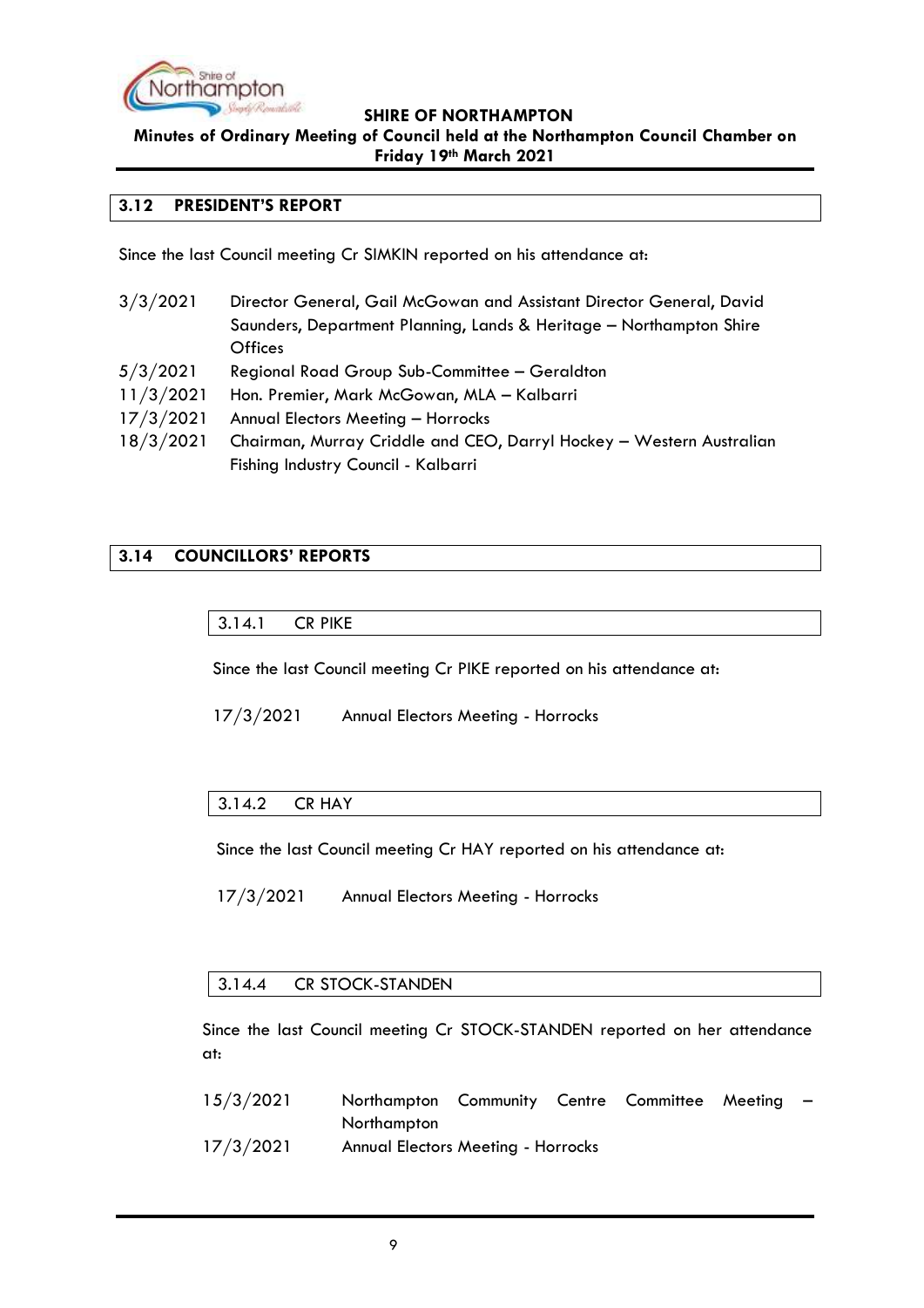## 3.12 PRESIDENT'S REPORT

Since the last Council meeting Cr SIMKIN reported on his attendance at:

| | |
|---|---|
| 3/3/2021 | Director General, Gail McGowan and Assistant Director General, David Saunders, Department Planning, Lands & Heritage – Northampton Shire Offices |
| 5/3/2021 | Regional Road Group Sub-Committee – Geraldton |
| 11/3/2021 | Hon. Premier, Mark McGowan, MLA – Kalbarri |
| 17/3/2021 | Annual Electors Meeting – Horrocks |
| 18/3/2021 | Chairman, Murray Criddle and CEO, Darryl Hockey – Western Australian Fishing Industry Council - Kalbarri |

## 3.14 COUNCILLORS' REPORTS

### 3.14.1 CR PIKE

Since the last Council meeting Cr PIKE reported on his attendance at:

17/3/2021 Annual Electors Meeting - Horrocks

### 3.14.2 CR HAY

Since the last Council meeting Cr HAY reported on his attendance at:

17/3/2021 Annual Electors Meeting - Horrocks

### 3.14.4 CR STOCK-STANDEN

Since the last Council meeting Cr STOCK-STANDEN reported on her attendance at:

| | |
|---|---|
| 15/3/2021 | Northampton Community Centre Committee Meeting – Northampton |
| 17/3/2021 | Annual Electors Meeting - Horrocks |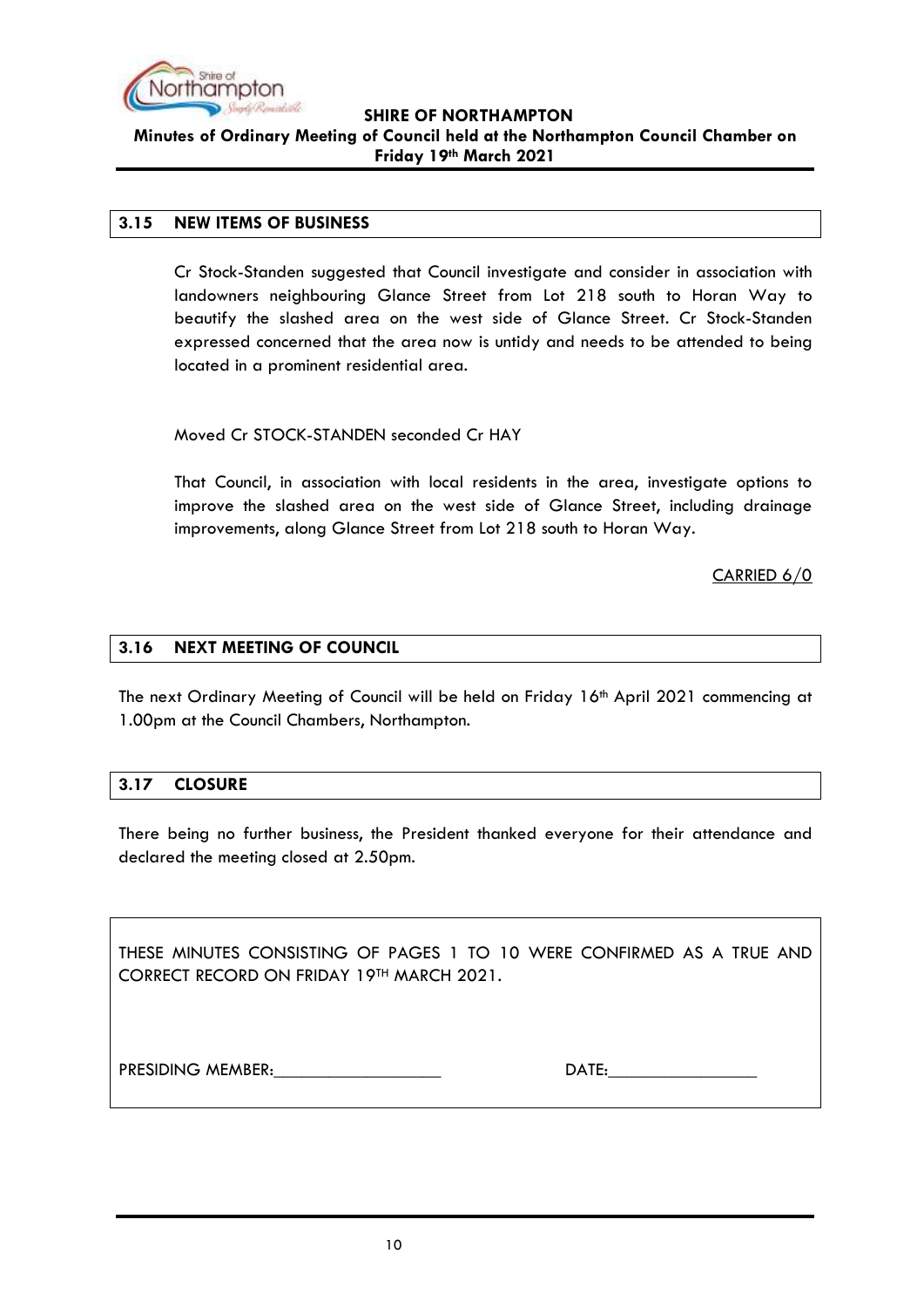## 3.15 NEW ITEMS OF BUSINESS

Cr Stock-Standen suggested that Council investigate and consider in association with landowners neighbouring Glance Street from Lot 218 south to Horan Way to beautify the slashed area on the west side of Glance Street. Cr Stock-Standen expressed concerned that the area now is untidy and needs to be attended to being located in a prominent residential area.

Moved Cr STOCK-STANDEN seconded Cr HAY

That Council, in association with local residents in the area, investigate options to improve the slashed area on the west side of Glance Street, including drainage improvements, along Glance Street from Lot 218 south to Horan Way.

CARRIED 6/0

## 3.16 NEXT MEETING OF COUNCIL

The next Ordinary Meeting of Council will be held on Friday 16th April 2021 commencing at 1.00pm at the Council Chambers, Northampton.

## 3.17 CLOSURE

There being no further business, the President thanked everyone for their attendance and declared the meeting closed at 2.50pm.

THESE MINUTES CONSISTING OF PAGES 1 TO 10 WERE CONFIRMED AS A TRUE AND CORRECT RECORD ON FRIDAY 19TH MARCH 2021.

PRESIDING MEMBER:\_\_\_\_\_\_\_\_\_\_\_\_\_\_\_\_\_\_\_ DATE:\_\_\_\_\_\_\_\_\_\_\_\_\_\_\_\_\_